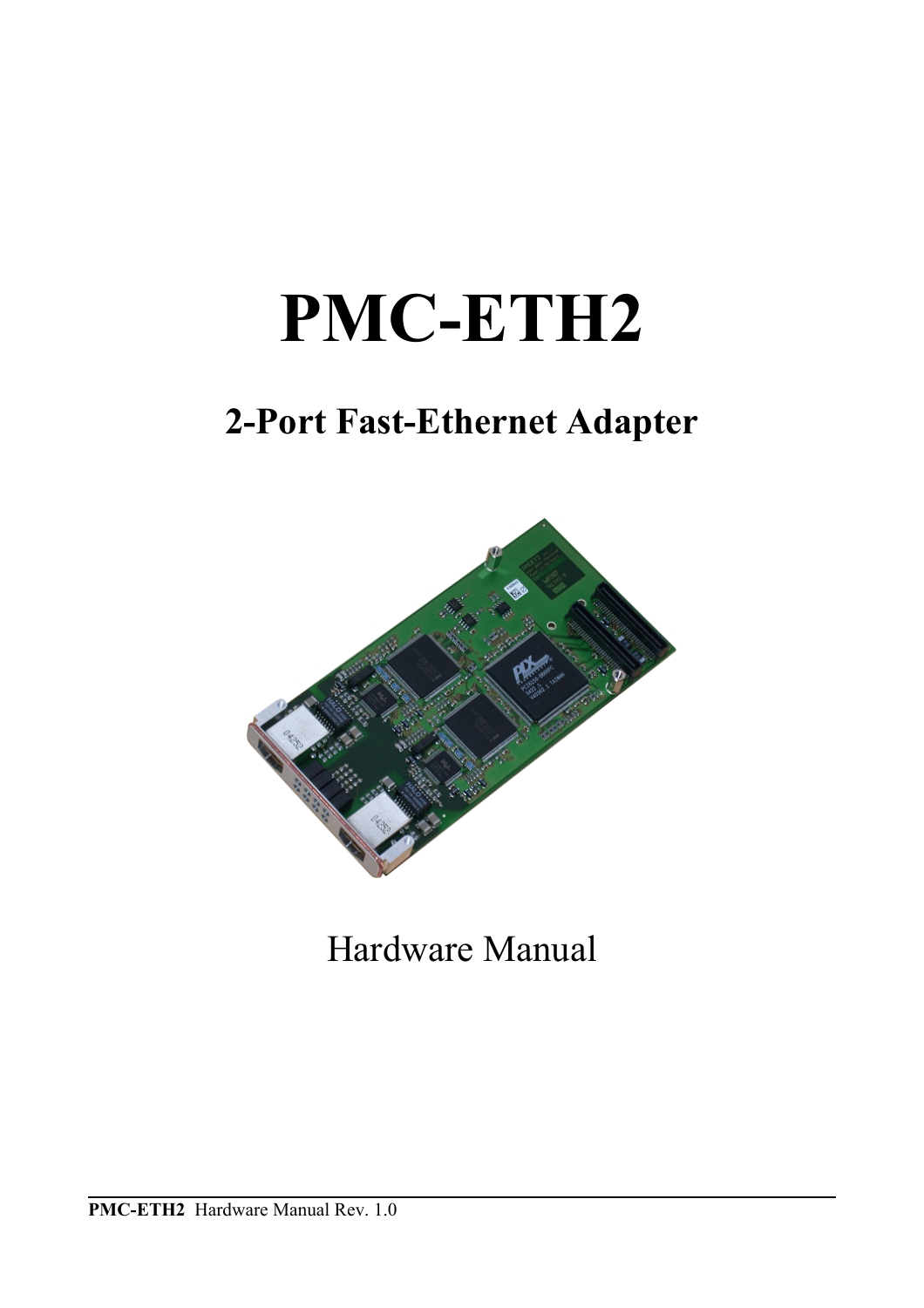# PMC-ETH2

## 2-Port Fast-Ethernet Adapter

Hardware Manual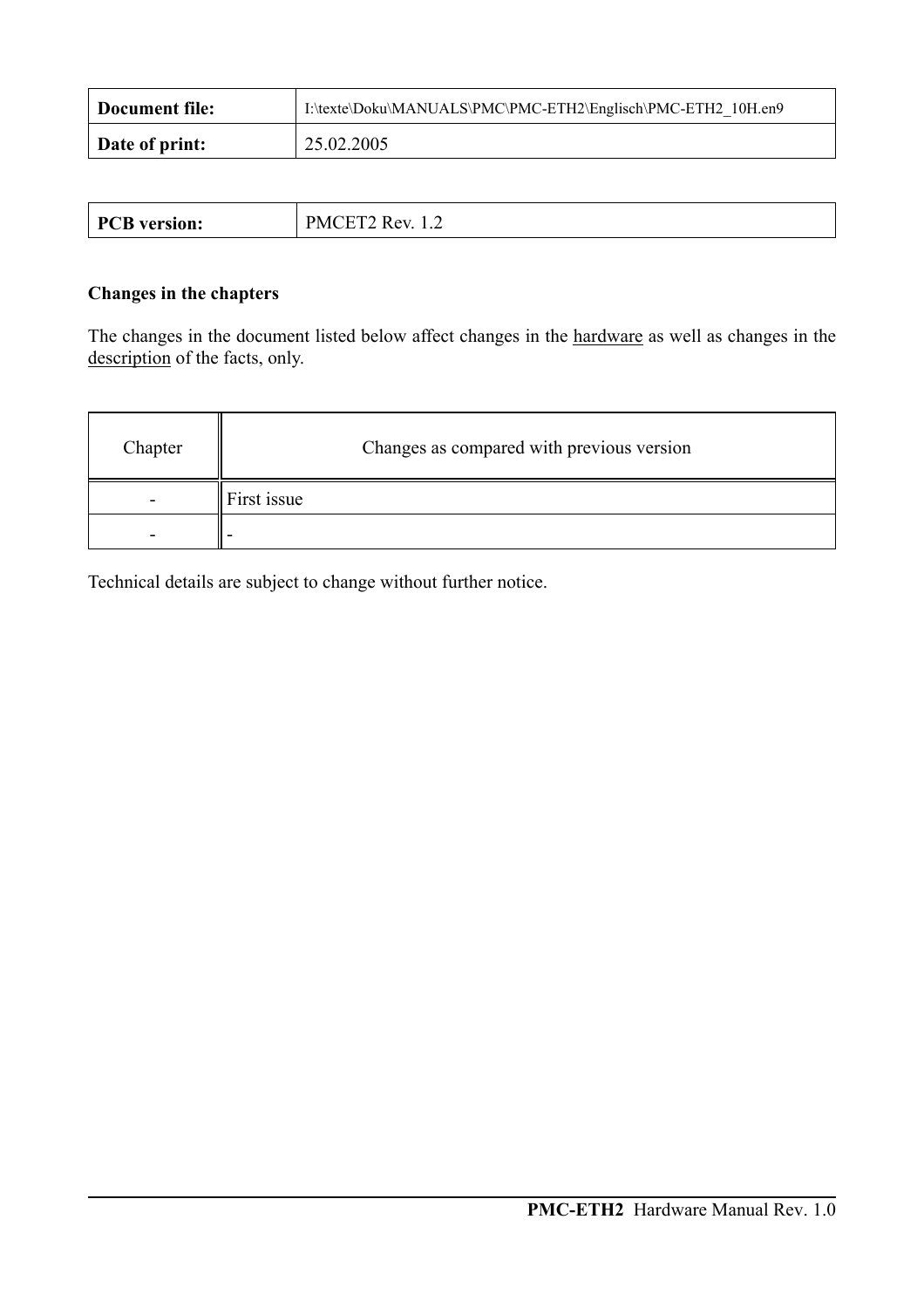| Document file: | I:\texte\Doku\MANUALS\PMC\PMC-ETH2\Englisch\PMC-ETH2_10H.en9 |
|---|---|
| Date of print: | 25.02.2005 |

| PCB version: | PMCET2 Rev. 1.2 |
|---|---|

**Changes in the chapters**

The changes in the document listed below affect changes in the hardware as well as changes in the description of the facts, only.

| Chapter | Changes as compared with previous version |
|---|---|
| - | First issue |
| - | - |

Technical details are subject to change without further notice.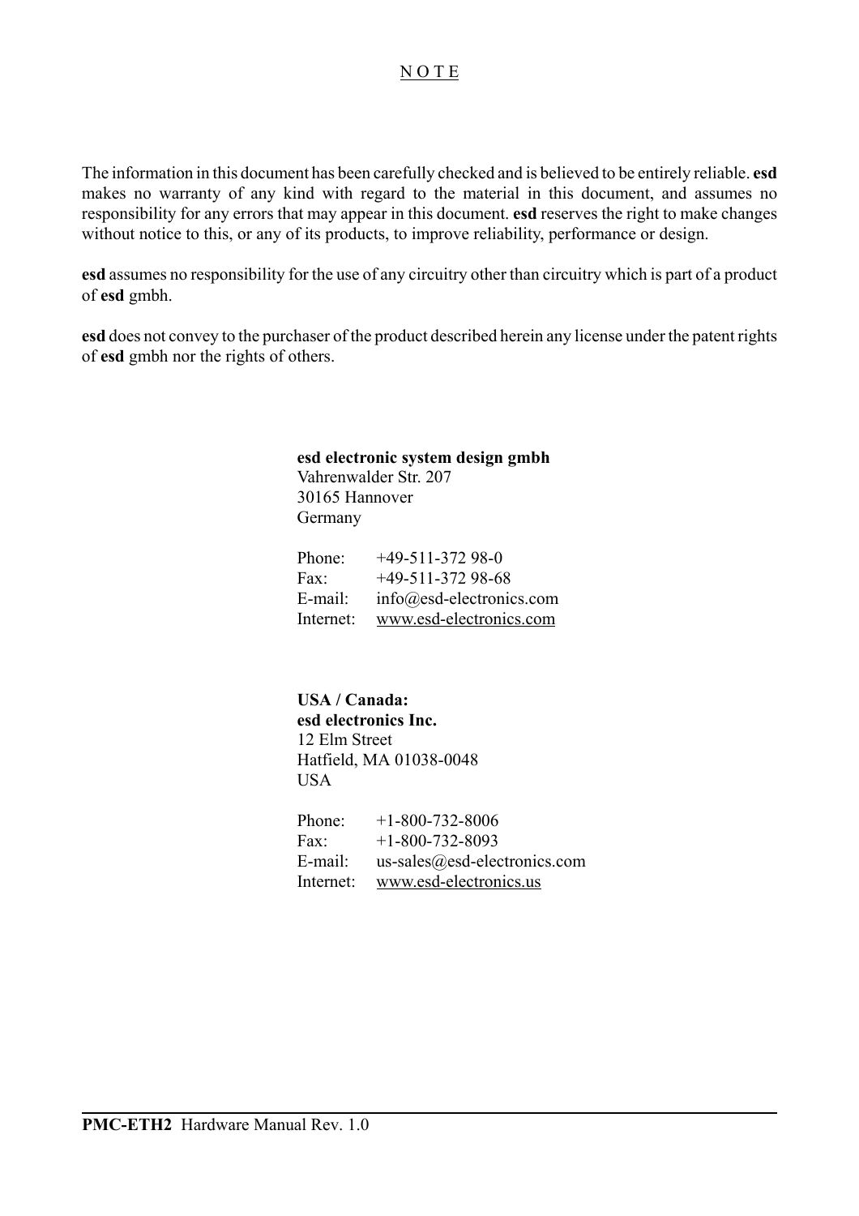# N O T E

The information in this document has been carefully checked and is believed to be entirely reliable. **esd** makes no warranty of any kind with regard to the material in this document, and assumes no responsibility for any errors that may appear in this document. **esd** reserves the right to make changes without notice to this, or any of its products, to improve reliability, performance or design.

**esd** assumes no responsibility for the use of any circuitry other than circuitry which is part of a product of **esd** gmbh.

**esd** does not convey to the purchaser of the product described herein any license under the patent rights of **esd** gmbh nor the rights of others.

**esd electronic system design gmbh**
Vahrenwalder Str. 207
30165 Hannover
Germany

Phone: +49-511-372 98-0
Fax: +49-511-372 98-68
E-mail: info@esd-electronics.com
Internet: www.esd-electronics.com

**USA / Canada:**
**esd electronics Inc.**
12 Elm Street
Hatfield, MA 01038-0048
USA

Phone: +1-800-732-8006
Fax: +1-800-732-8093
E-mail: us-sales@esd-electronics.com
Internet: www.esd-electronics.us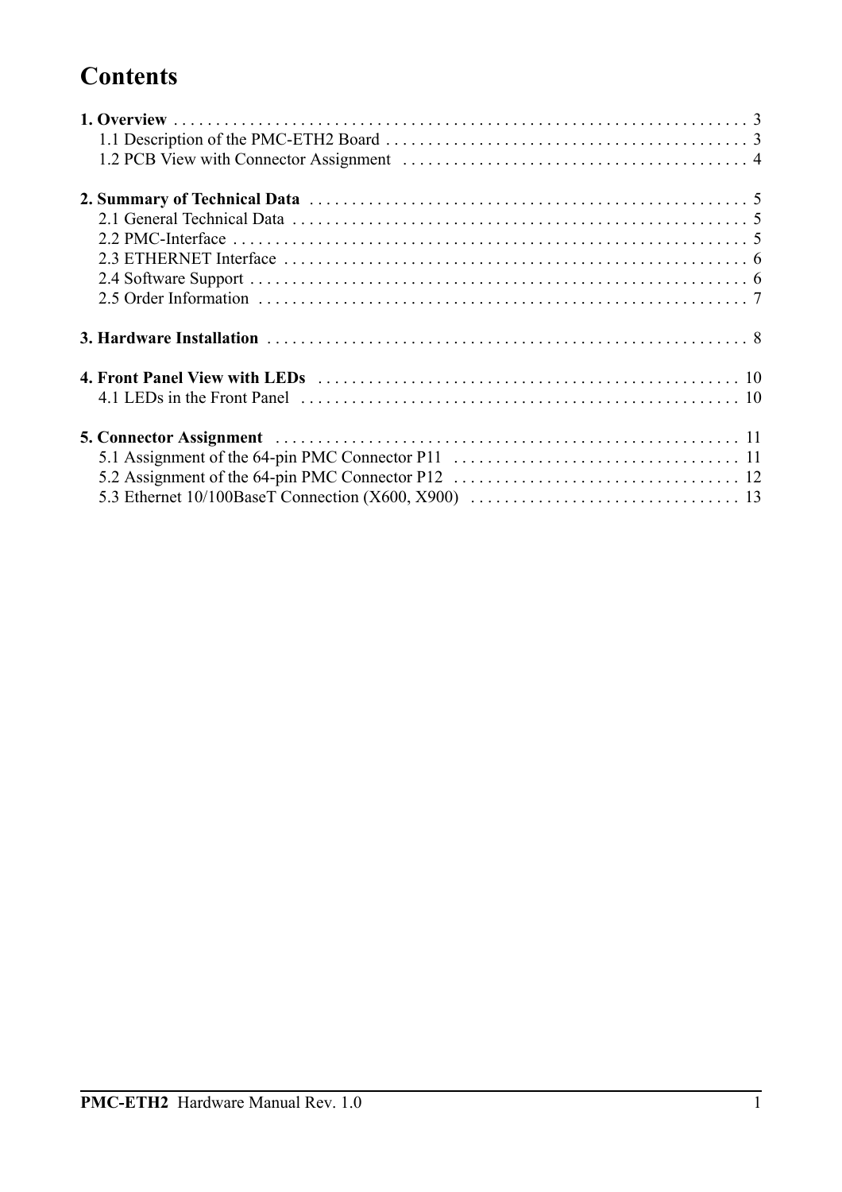# Contents

**1. Overview** . . . . . . . . . . . . . . . . . . . . . . . . . . . . . . . . . . . . . . . . . . . . . . . . . . . . . . . . . . . . . . . . . . . . 3
- 1.1 Description of the PMC-ETH2 Board . . . . . . . . . . . . . . . . . . . . . . . . . . . . . . . . . . . . . . . . . . . 3
- 1.2 PCB View with Connector Assignment . . . . . . . . . . . . . . . . . . . . . . . . . . . . . . . . . . . . . . . . . 4

**2. Summary of Technical Data** . . . . . . . . . . . . . . . . . . . . . . . . . . . . . . . . . . . . . . . . . . . . . . . . . . . . 5
- 2.1 General Technical Data . . . . . . . . . . . . . . . . . . . . . . . . . . . . . . . . . . . . . . . . . . . . . . . . . . . . . . 5
- 2.2 PMC-Interface . . . . . . . . . . . . . . . . . . . . . . . . . . . . . . . . . . . . . . . . . . . . . . . . . . . . . . . . . . . . . 5
- 2.3 ETHERNET Interface . . . . . . . . . . . . . . . . . . . . . . . . . . . . . . . . . . . . . . . . . . . . . . . . . . . . . . . 6
- 2.4 Software Support . . . . . . . . . . . . . . . . . . . . . . . . . . . . . . . . . . . . . . . . . . . . . . . . . . . . . . . . . . . 6
- 2.5 Order Information . . . . . . . . . . . . . . . . . . . . . . . . . . . . . . . . . . . . . . . . . . . . . . . . . . . . . . . . . . 7

**3. Hardware Installation** . . . . . . . . . . . . . . . . . . . . . . . . . . . . . . . . . . . . . . . . . . . . . . . . . . . . . . . . . 8

**4. Front Panel View with LEDs** . . . . . . . . . . . . . . . . . . . . . . . . . . . . . . . . . . . . . . . . . . . . . . . . . . . 10
- 4.1 LEDs in the Front Panel . . . . . . . . . . . . . . . . . . . . . . . . . . . . . . . . . . . . . . . . . . . . . . . . . . . . . 10

**5. Connector Assignment** . . . . . . . . . . . . . . . . . . . . . . . . . . . . . . . . . . . . . . . . . . . . . . . . . . . . . . . 11
- 5.1 Assignment of the 64-pin PMC Connector P11 . . . . . . . . . . . . . . . . . . . . . . . . . . . . . . . . . . 11
- 5.2 Assignment of the 64-pin PMC Connector P12 . . . . . . . . . . . . . . . . . . . . . . . . . . . . . . . . . . 12
- 5.3 Ethernet 10/100BaseT Connection (X600, X900) . . . . . . . . . . . . . . . . . . . . . . . . . . . . . . . . 13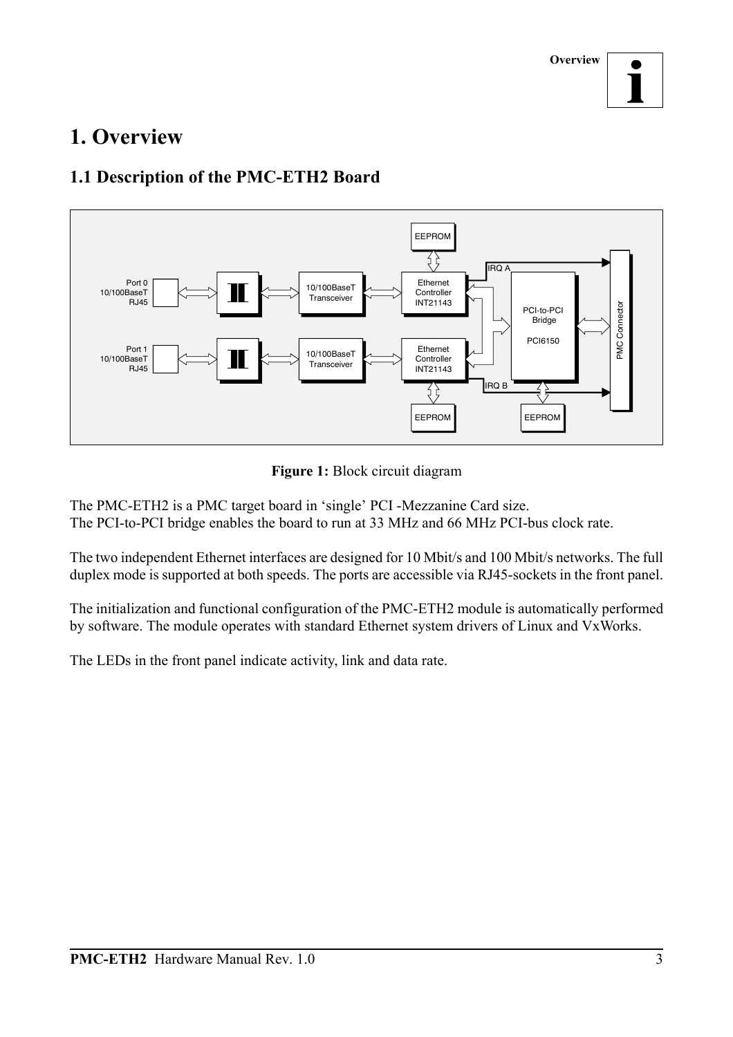# 1. Overview

## 1.1 Description of the PMC-ETH2 Board

**Figure 1:** Block circuit diagram

The PMC-ETH2 is a PMC target board in 'single' PCI -Mezzanine Card size.
The PCI-to-PCI bridge enables the board to run at 33 MHz and 66 MHz PCI-bus clock rate.

The two independent Ethernet interfaces are designed for 10 Mbit/s and 100 Mbit/s networks. The full duplex mode is supported at both speeds. The ports are accessible via RJ45-sockets in the front panel.

The initialization and functional configuration of the PMC-ETH2 module is automatically performed by software. The module operates with standard Ethernet system drivers of Linux and VxWorks.

The LEDs in the front panel indicate activity, link and data rate.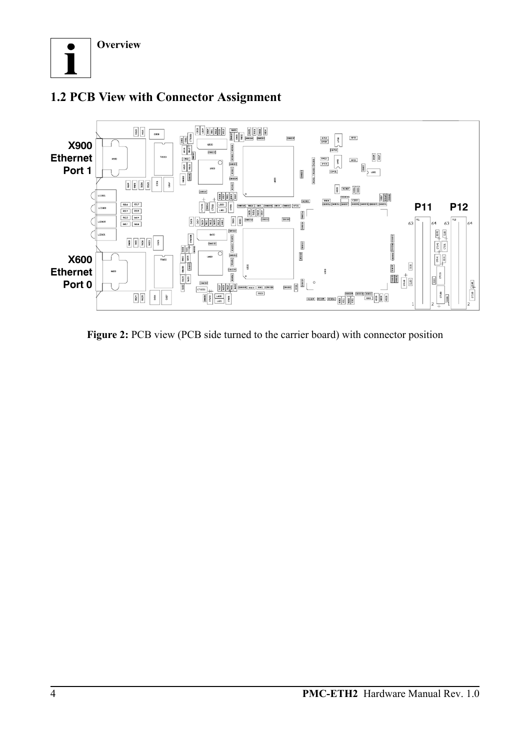**Overview**

## 1.2 PCB View with Connector Assignment

X900 Ethernet Port 1

X600 Ethernet Port 0

P11 P12

**Figure 2:** PCB view (PCB side turned to the carrier board) with connector position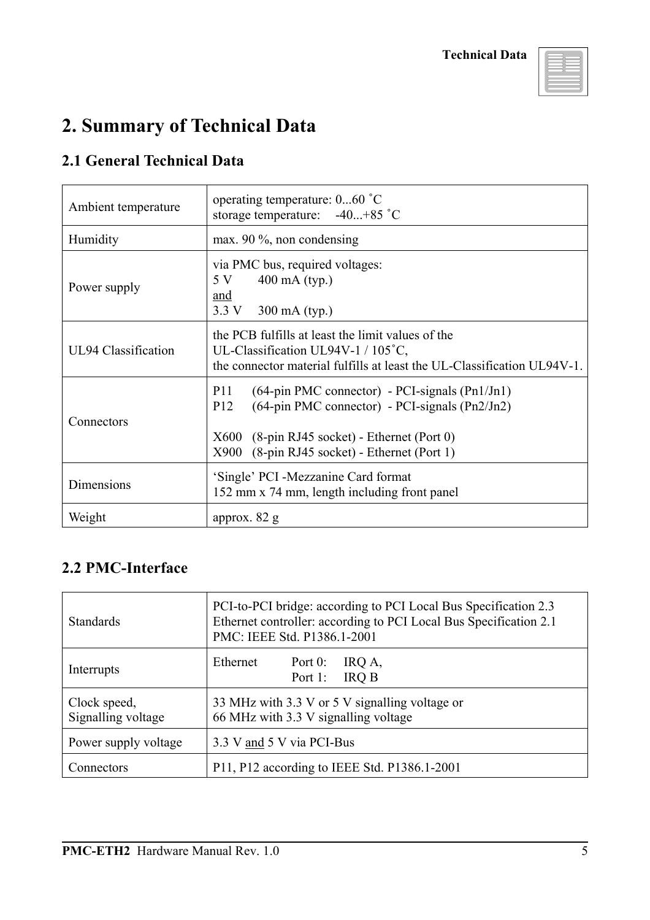# 2. Summary of Technical Data

## 2.1 General Technical Data

| | |
|---|---|
| Ambient temperature | operating temperature: 0...60 ˚C<br>storage temperature: -40...+85 ˚C |
| Humidity | max. 90 %, non condensing |
| Power supply | via PMC bus, required voltages:<br>5 V 400 mA (typ.)<br>and<br>3.3 V 300 mA (typ.) |
| UL94 Classification | the PCB fulfills at least the limit values of the<br>UL-Classification UL94V-1 / 105˚C,<br>the connector material fulfills at least the UL-Classification UL94V-1. |
| Connectors | P11 (64-pin PMC connector) - PCI-signals (Pn1/Jn1)<br>P12 (64-pin PMC connector) - PCI-signals (Pn2/Jn2)<br><br>X600 (8-pin RJ45 socket) - Ethernet (Port 0)<br>X900 (8-pin RJ45 socket) - Ethernet (Port 1) |
| Dimensions | 'Single' PCI -Mezzanine Card format<br>152 mm x 74 mm, length including front panel |
| Weight | approx. 82 g |

## 2.2 PMC-Interface

| | |
|---|---|
| Standards | PCI-to-PCI bridge: according to PCI Local Bus Specification 2.3<br>Ethernet controller: according to PCI Local Bus Specification 2.1<br>PMC: IEEE Std. P1386.1-2001 |
| Interrupts | Ethernet Port 0: IRQ A,<br>Port 1: IRQ B |
| Clock speed,<br>Signalling voltage | 33 MHz with 3.3 V or 5 V signalling voltage or<br>66 MHz with 3.3 V signalling voltage |
| Power supply voltage | 3.3 V and 5 V via PCI-Bus |
| Connectors | P11, P12 according to IEEE Std. P1386.1-2001 |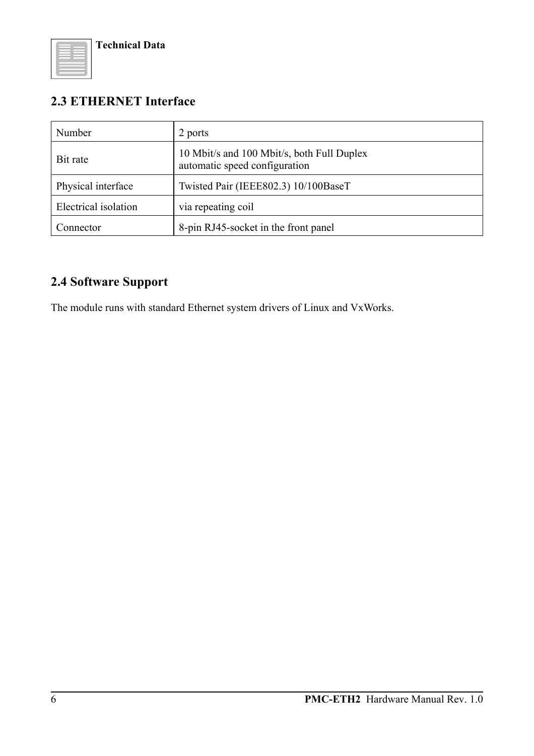## 2.3 ETHERNET Interface

| | |
|---|---|
| Number | 2 ports |
| Bit rate | 10 Mbit/s and 100 Mbit/s, both Full Duplex<br>automatic speed configuration |
| Physical interface | Twisted Pair (IEEE802.3) 10/100BaseT |
| Electrical isolation | via repeating coil |
| Connector | 8-pin RJ45-socket in the front panel |

## 2.4 Software Support

The module runs with standard Ethernet system drivers of Linux and VxWorks.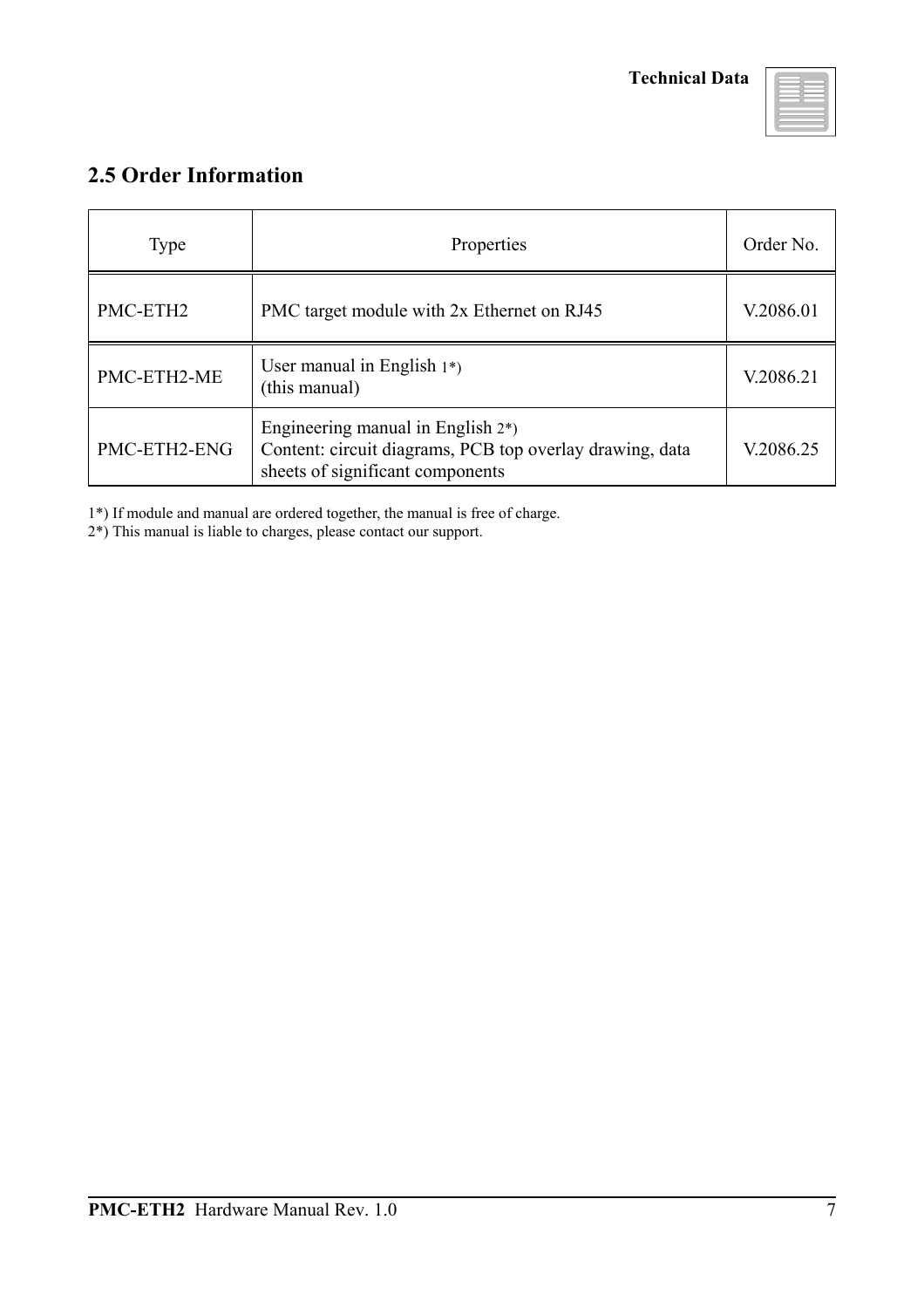## 2.5 Order Information

| Type | Properties | Order No. |
|---|---|---|
| PMC-ETH2 | PMC target module with 2x Ethernet on RJ45 | V.2086.01 |
| PMC-ETH2-ME | User manual in English 1*)<br>(this manual) | V.2086.21 |
| PMC-ETH2-ENG | Engineering manual in English 2*)<br>Content: circuit diagrams, PCB top overlay drawing, data sheets of significant components | V.2086.25 |

1*) If module and manual are ordered together, the manual is free of charge.
2*) This manual is liable to charges, please contact our support.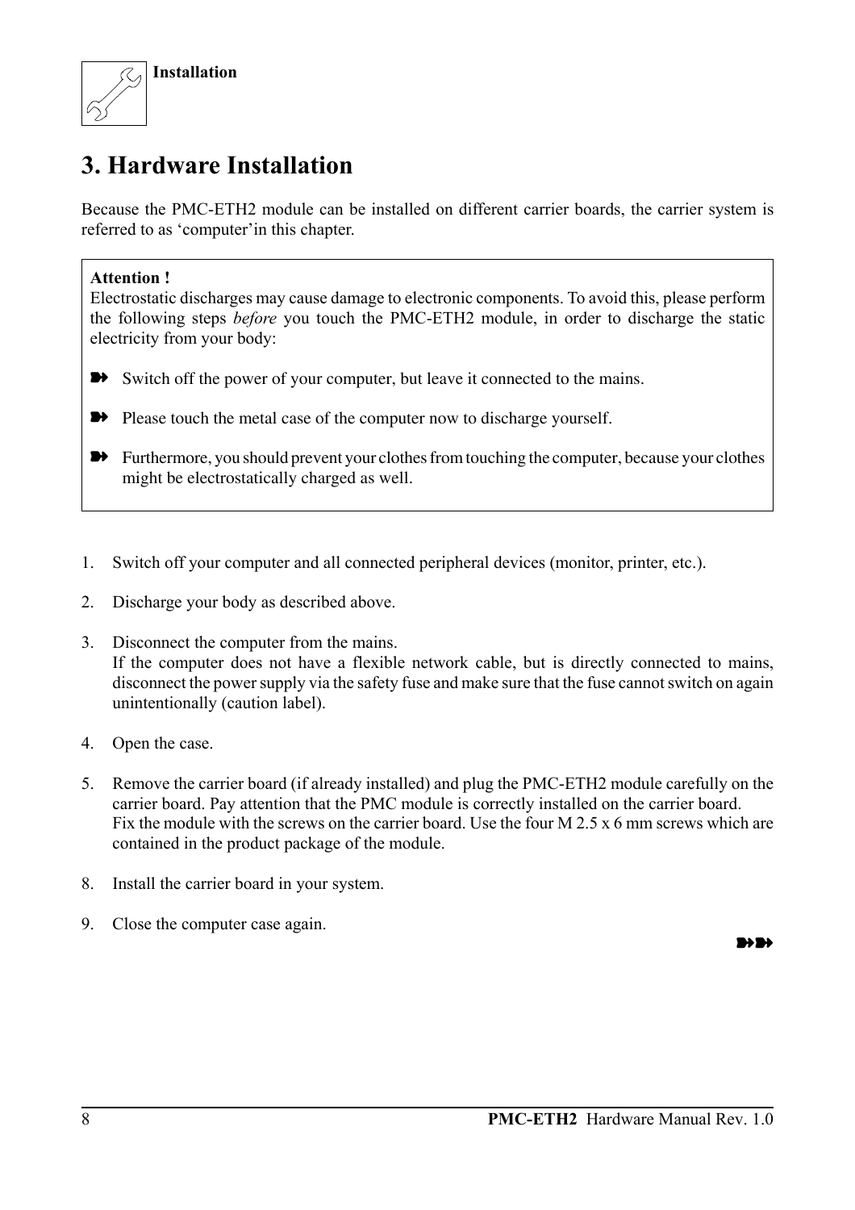# 3. Hardware Installation

Because the PMC-ETH2 module can be installed on different carrier boards, the carrier system is referred to as 'computer'in this chapter.

**Attention !**
Electrostatic discharges may cause damage to electronic components. To avoid this, please perform the following steps *before* you touch the PMC-ETH2 module, in order to discharge the static electricity from your body:

- Switch off the power of your computer, but leave it connected to the mains.
- Please touch the metal case of the computer now to discharge yourself.
- Furthermore, you should prevent your clothes from touching the computer, because your clothes might be electrostatically charged as well.

1. Switch off your computer and all connected peripheral devices (monitor, printer, etc.).

2. Discharge your body as described above.

3. Disconnect the computer from the mains.
   If the computer does not have a flexible network cable, but is directly connected to mains, disconnect the power supply via the safety fuse and make sure that the fuse cannot switch on again unintentionally (caution label).

4. Open the case.

5. Remove the carrier board (if already installed) and plug the PMC-ETH2 module carefully on the carrier board. Pay attention that the PMC module is correctly installed on the carrier board.
   Fix the module with the screws on the carrier board. Use the four M 2.5 x 6 mm screws which are contained in the product package of the module.

8. Install the carrier board in your system.

9. Close the computer case again.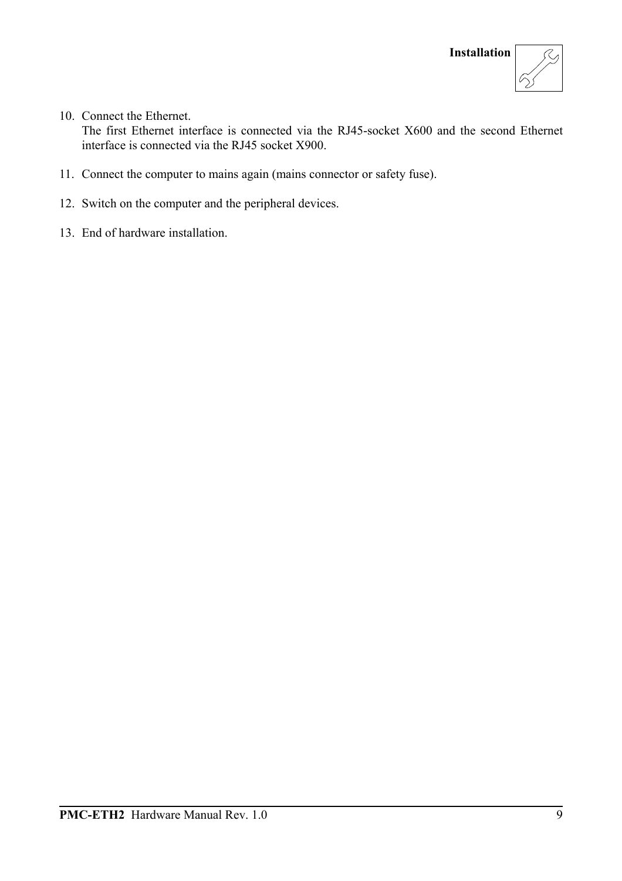10. Connect the Ethernet.
    The first Ethernet interface is connected via the RJ45-socket X600 and the second Ethernet interface is connected via the RJ45 socket X900.

11. Connect the computer to mains again (mains connector or safety fuse).

12. Switch on the computer and the peripheral devices.

13. End of hardware installation.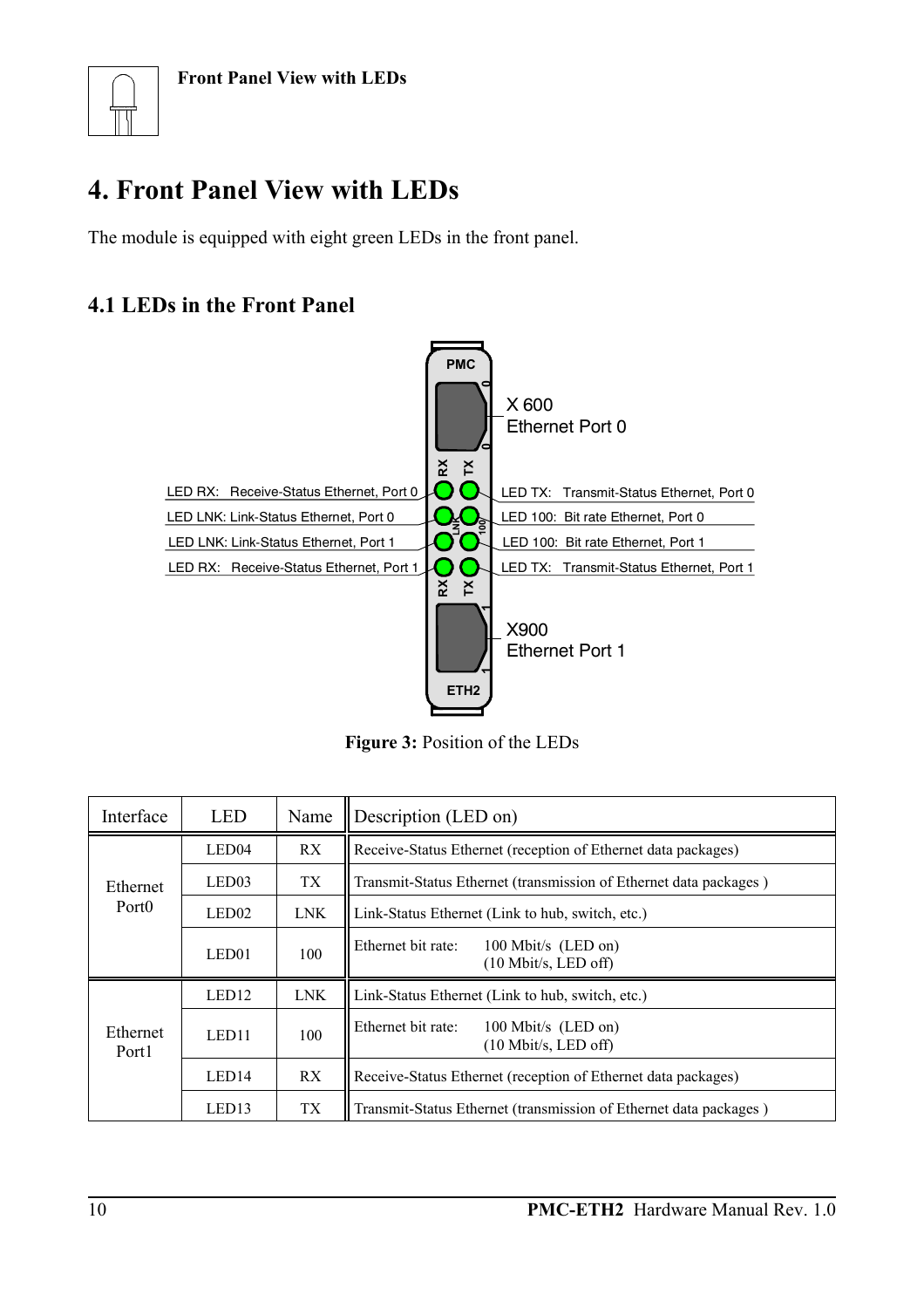# 4. Front Panel View with LEDs

The module is equipped with eight green LEDs in the front panel.

## 4.1 LEDs in the Front Panel

PMC

X 600
Ethernet Port 0

LED RX: Receive-Status Ethernet, Port 0
LED LNK: Link-Status Ethernet, Port 0
LED LNK: Link-Status Ethernet, Port 1
LED RX: Receive-Status Ethernet, Port 1

LED TX: Transmit-Status Ethernet, Port 0
LED 100: Bit rate Ethernet, Port 0
LED 100: Bit rate Ethernet, Port 1
LED TX: Transmit-Status Ethernet, Port 1

X900
Ethernet Port 1

ETH2

**Figure 3:** Position of the LEDs

| Interface | LED | Name | Description (LED on) |
|---|---|---|---|
| Ethernet Port0 | LED04 | RX | Receive-Status Ethernet (reception of Ethernet data packages) |
| | LED03 | TX | Transmit-Status Ethernet (transmission of Ethernet data packages ) |
| | LED02 | LNK | Link-Status Ethernet (Link to hub, switch, etc.) |
| | LED01 | 100 | Ethernet bit rate: 100 Mbit/s (LED on) (10 Mbit/s, LED off) |
| Ethernet Port1 | LED12 | LNK | Link-Status Ethernet (Link to hub, switch, etc.) |
| | LED11 | 100 | Ethernet bit rate: 100 Mbit/s (LED on) (10 Mbit/s, LED off) |
| | LED14 | RX | Receive-Status Ethernet (reception of Ethernet data packages) |
| | LED13 | TX | Transmit-Status Ethernet (transmission of Ethernet data packages ) |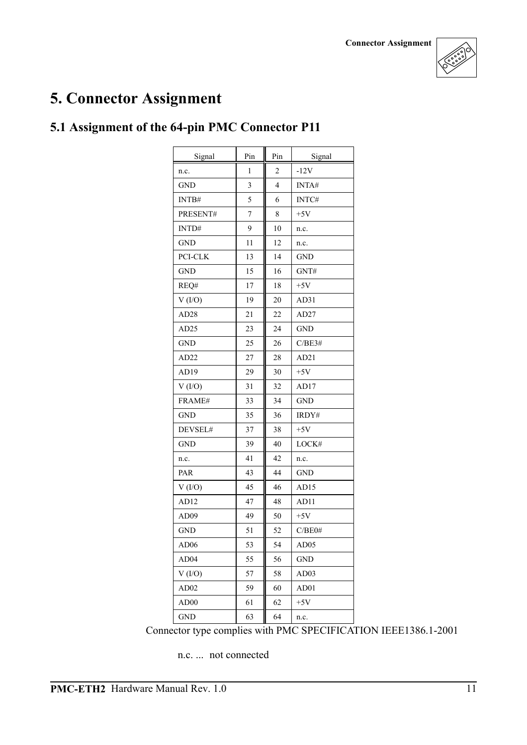# 5. Connector Assignment

## 5.1 Assignment of the 64-pin PMC Connector P11

| Signal | Pin | Pin | Signal |
|---|---|---|---|
| n.c. | 1 | 2 | -12V |
| GND | 3 | 4 | INTA# |
| INTB# | 5 | 6 | INTC# |
| PRESENT# | 7 | 8 | +5V |
| INTD# | 9 | 10 | n.c. |
| GND | 11 | 12 | n.c. |
| PCI-CLK | 13 | 14 | GND |
| GND | 15 | 16 | GNT# |
| REQ# | 17 | 18 | +5V |
| V (I/O) | 19 | 20 | AD31 |
| AD28 | 21 | 22 | AD27 |
| AD25 | 23 | 24 | GND |
| GND | 25 | 26 | C/BE3# |
| AD22 | 27 | 28 | AD21 |
| AD19 | 29 | 30 | +5V |
| V (I/O) | 31 | 32 | AD17 |
| FRAME# | 33 | 34 | GND |
| GND | 35 | 36 | IRDY# |
| DEVSEL# | 37 | 38 | +5V |
| GND | 39 | 40 | LOCK# |
| n.c. | 41 | 42 | n.c. |
| PAR | 43 | 44 | GND |
| V (I/O) | 45 | 46 | AD15 |
| AD12 | 47 | 48 | AD11 |
| AD09 | 49 | 50 | +5V |
| GND | 51 | 52 | C/BE0# |
| AD06 | 53 | 54 | AD05 |
| AD04 | 55 | 56 | GND |
| V (I/O) | 57 | 58 | AD03 |
| AD02 | 59 | 60 | AD01 |
| AD00 | 61 | 62 | +5V |
| GND | 63 | 64 | n.c. |

Connector type complies with PMC SPECIFICATION IEEE1386.1-2001

n.c. ... not connected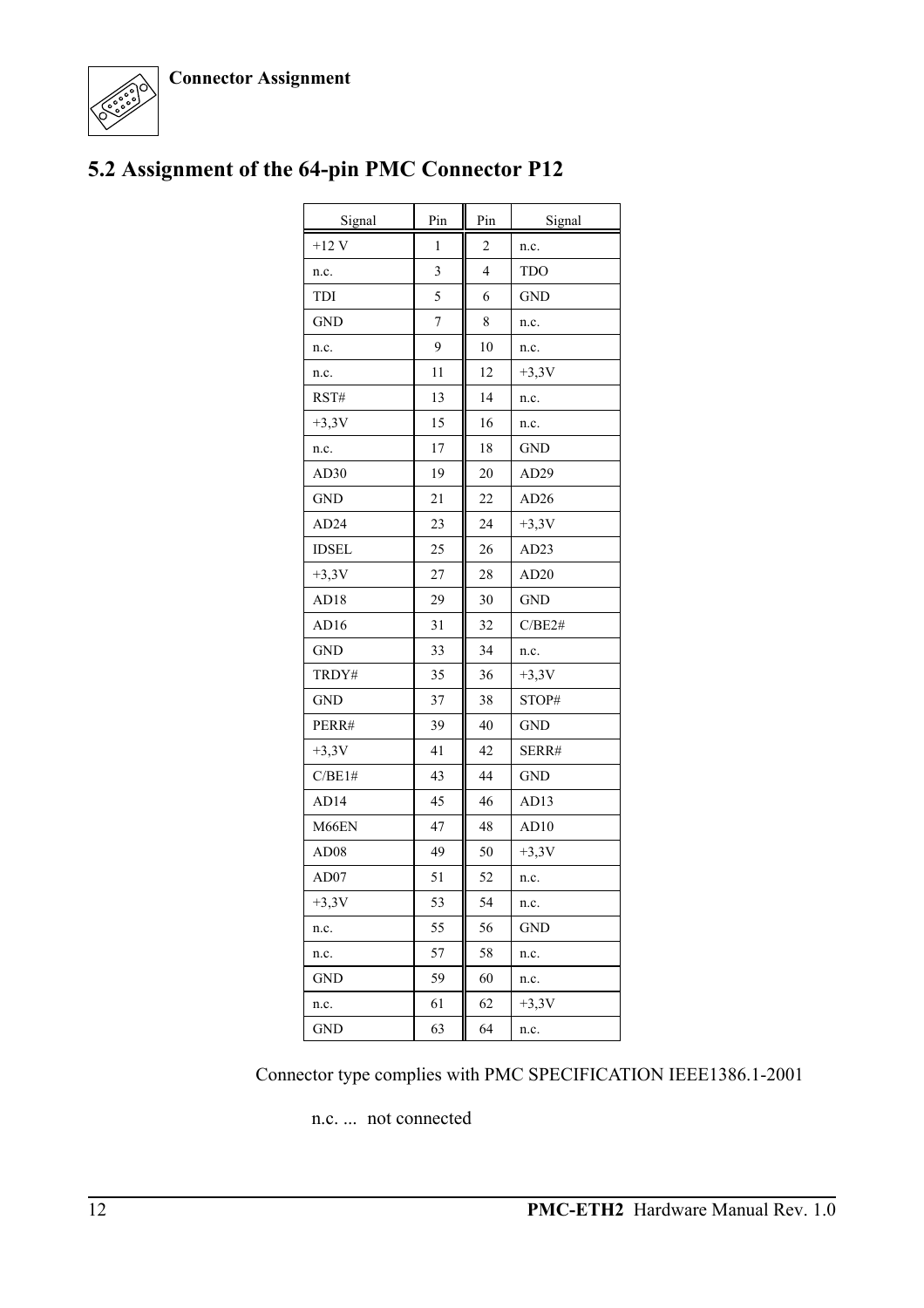## 5.2 Assignment of the 64-pin PMC Connector P12

| Signal | Pin | Pin | Signal |
|---|---|---|---|
| +12 V | 1 | 2 | n.c. |
| n.c. | 3 | 4 | TDO |
| TDI | 5 | 6 | GND |
| GND | 7 | 8 | n.c. |
| n.c. | 9 | 10 | n.c. |
| n.c. | 11 | 12 | +3,3V |
| RST# | 13 | 14 | n.c. |
| +3,3V | 15 | 16 | n.c. |
| n.c. | 17 | 18 | GND |
| AD30 | 19 | 20 | AD29 |
| GND | 21 | 22 | AD26 |
| AD24 | 23 | 24 | +3,3V |
| IDSEL | 25 | 26 | AD23 |
| +3,3V | 27 | 28 | AD20 |
| AD18 | 29 | 30 | GND |
| AD16 | 31 | 32 | C/BE2# |
| GND | 33 | 34 | n.c. |
| TRDY# | 35 | 36 | +3,3V |
| GND | 37 | 38 | STOP# |
| PERR# | 39 | 40 | GND |
| +3,3V | 41 | 42 | SERR# |
| C/BE1# | 43 | 44 | GND |
| AD14 | 45 | 46 | AD13 |
| M66EN | 47 | 48 | AD10 |
| AD08 | 49 | 50 | +3,3V |
| AD07 | 51 | 52 | n.c. |
| +3,3V | 53 | 54 | n.c. |
| n.c. | 55 | 56 | GND |
| n.c. | 57 | 58 | n.c. |
| GND | 59 | 60 | n.c. |
| n.c. | 61 | 62 | +3,3V |
| GND | 63 | 64 | n.c. |

Connector type complies with PMC SPECIFICATION IEEE1386.1-2001

n.c. ... not connected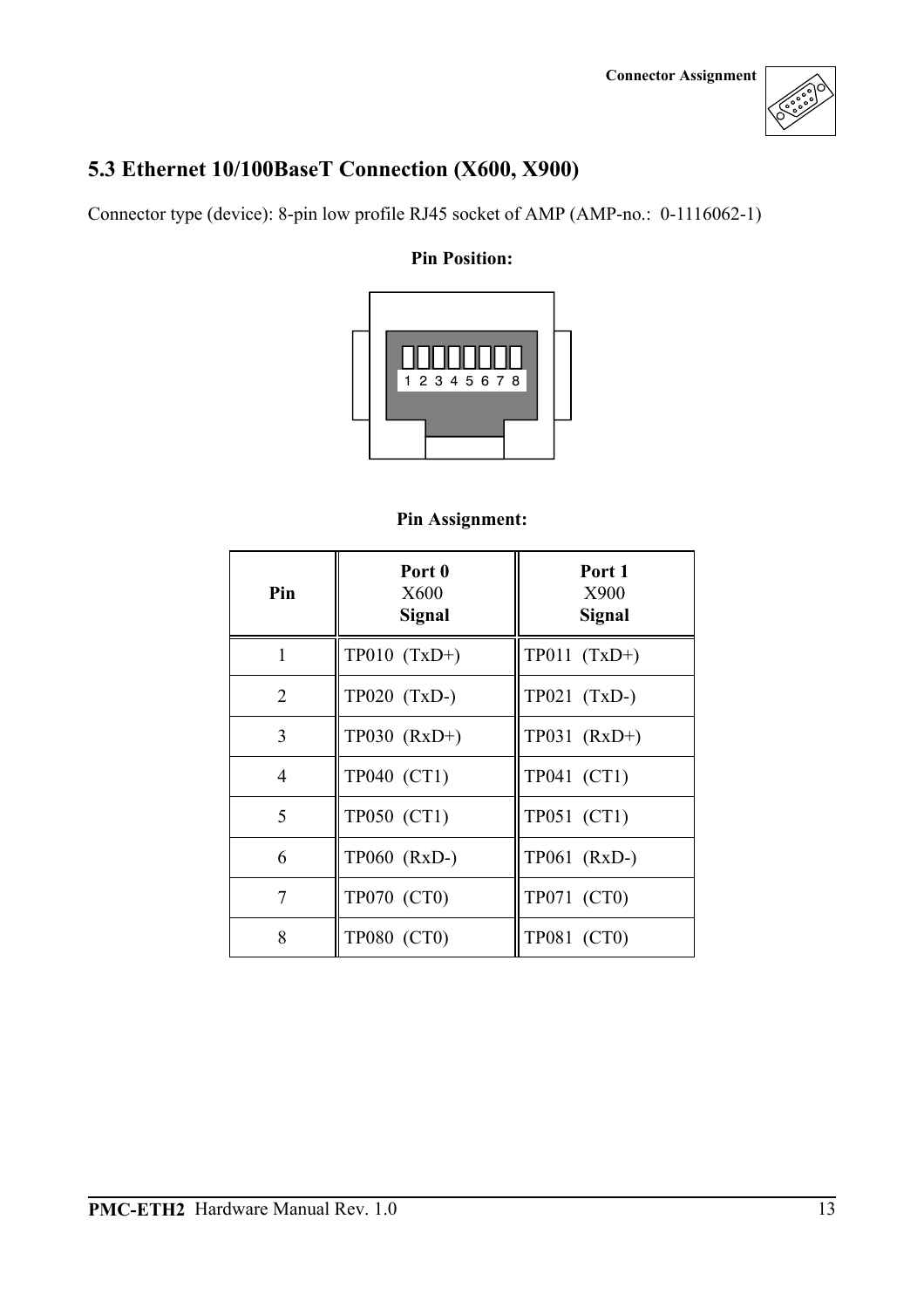## 5.3 Ethernet 10/100BaseT Connection (X600, X900)

Connector type (device): 8-pin low profile RJ45 socket of AMP (AMP-no.:  0-1116062-1)

**Pin Position:**

1 2 3 4 5 6 7 8

**Pin Assignment:**

| Pin | **Port 0** X600 **Signal** | **Port 1** X900 **Signal** |
|---|---|---|
| 1 | TP010  (TxD+) | TP011  (TxD+) |
| 2 | TP020  (TxD-) | TP021  (TxD-) |
| 3 | TP030  (RxD+) | TP031  (RxD+) |
| 4 | TP040  (CT1) | TP041  (CT1) |
| 5 | TP050  (CT1) | TP051  (CT1) |
| 6 | TP060  (RxD-) | TP061  (RxD-) |
| 7 | TP070  (CT0) | TP071  (CT0) |
| 8 | TP080  (CT0) | TP081  (CT0) |